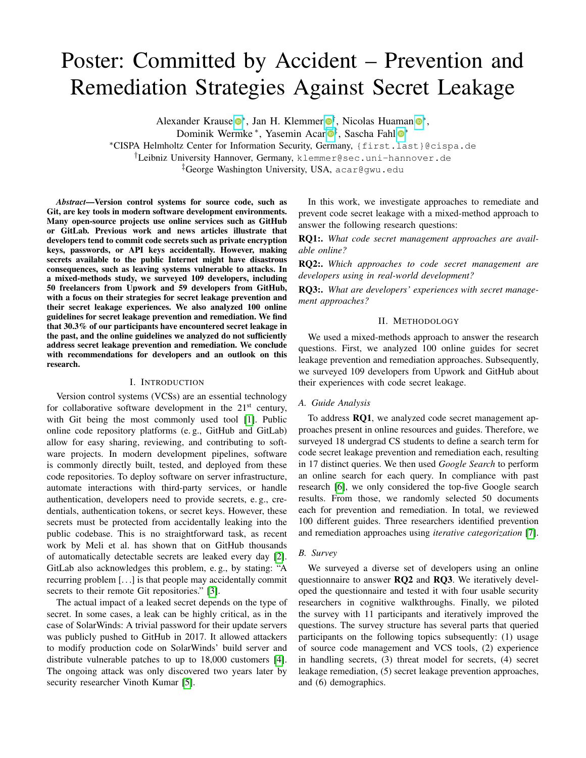# Poster: Committed by Accident – Prevention and Remediation Strategies Against Secret Leakage

Alexander Krause [*], Jan H. Klemmer [†], Nicolas Huaman [*], Dominik Wermke [*], Yasemin Acar [‡], Sascha Fahl [*]

[*]CISPA Helmholtz Center for Information Security, Germany, {first.last}@cispa.de
[†]Leibniz University Hannover, Germany, klemmer@sec.uni-hannover.de
[‡]George Washington University, USA, acar@gwu.edu

***Abstract*—Version control systems for source code, such as Git, are key tools in modern software development environments. Many open-source projects use online services such as GitHub or GitLab. Previous work and news articles illustrate that developers tend to commit code secrets such as private encryption keys, passwords, or API keys accidentally. However, making secrets available to the public Internet might have disastrous consequences, such as leaving systems vulnerable to attacks. In a mixed-methods study, we surveyed 109 developers, including 50 freelancers from Upwork and 59 developers from GitHub, with a focus on their strategies for secret leakage prevention and their secret leakage experiences. We also analyzed 100 online guidelines for secret leakage prevention and remediation. We find that 30.3% of our participants have encountered secret leakage in the past, and the online guidelines we analyzed do not sufficiently address secret leakage prevention and remediation. We conclude with recommendations for developers and an outlook on this research.**

## I. Introduction

Version control systems (VCSs) are an essential technology for collaborative software development in the 21st century, with Git being the most commonly used tool [1]. Public online code repository platforms (e. g., GitHub and GitLab) allow for easy sharing, reviewing, and contributing to software projects. In modern development pipelines, software is commonly directly built, tested, and deployed from these code repositories. To deploy software on server infrastructure, automate interactions with third-party services, or handle authentication, developers need to provide secrets, e. g., credentials, authentication tokens, or secret keys. However, these secrets must be protected from accidentally leaking into the public codebase. This is no straightforward task, as recent work by Meli et al. has shown that on GitHub thousands of automatically detectable secrets are leaked every day [2]. GitLab also acknowledges this problem, e. g., by stating: "A recurring problem […] is that people may accidentally commit secrets to their remote Git repositories." [3].

The actual impact of a leaked secret depends on the type of secret. In some cases, a leak can be highly critical, as in the case of SolarWinds: A trivial password for their update servers was publicly pushed to GitHub in 2017. It allowed attackers to modify production code on SolarWinds' build server and distribute vulnerable patches to up to 18,000 customers [4]. The ongoing attack was only discovered two years later by security researcher Vinoth Kumar [5].

In this work, we investigate approaches to remediate and prevent code secret leakage with a mixed-method approach to answer the following research questions:

**RQ1:.** *What code secret management approaches are available online?*

**RQ2:.** *Which approaches to code secret management are developers using in real-world development?*

**RQ3:.** *What are developers' experiences with secret management approaches?*

## II. Methodology

We used a mixed-methods approach to answer the research questions. First, we analyzed 100 online guides for secret leakage prevention and remediation approaches. Subsequently, we surveyed 109 developers from Upwork and GitHub about their experiences with code secret leakage.

### A. Guide Analysis

To address **RQ1**, we analyzed code secret management approaches present in online resources and guides. Therefore, we surveyed 18 undergrad CS students to define a search term for code secret leakage prevention and remediation each, resulting in 17 distinct queries. We then used *Google Search* to perform an online search for each query. In compliance with past research [6], we only considered the top-five Google search results. From those, we randomly selected 50 documents each for prevention and remediation. In total, we reviewed 100 different guides. Three researchers identified prevention and remediation approaches using *iterative categorization* [7].

### B. Survey

We surveyed a diverse set of developers using an online questionnaire to answer **RQ2** and **RQ3**. We iteratively developed the questionnaire and tested it with four usable security researchers in cognitive walkthroughs. Finally, we piloted the survey with 11 participants and iteratively improved the questions. The survey structure has several parts that queried participants on the following topics subsequently: (1) usage of source code management and VCS tools, (2) experience in handling secrets, (3) threat model for secrets, (4) secret leakage remediation, (5) secret leakage prevention approaches, and (6) demographics.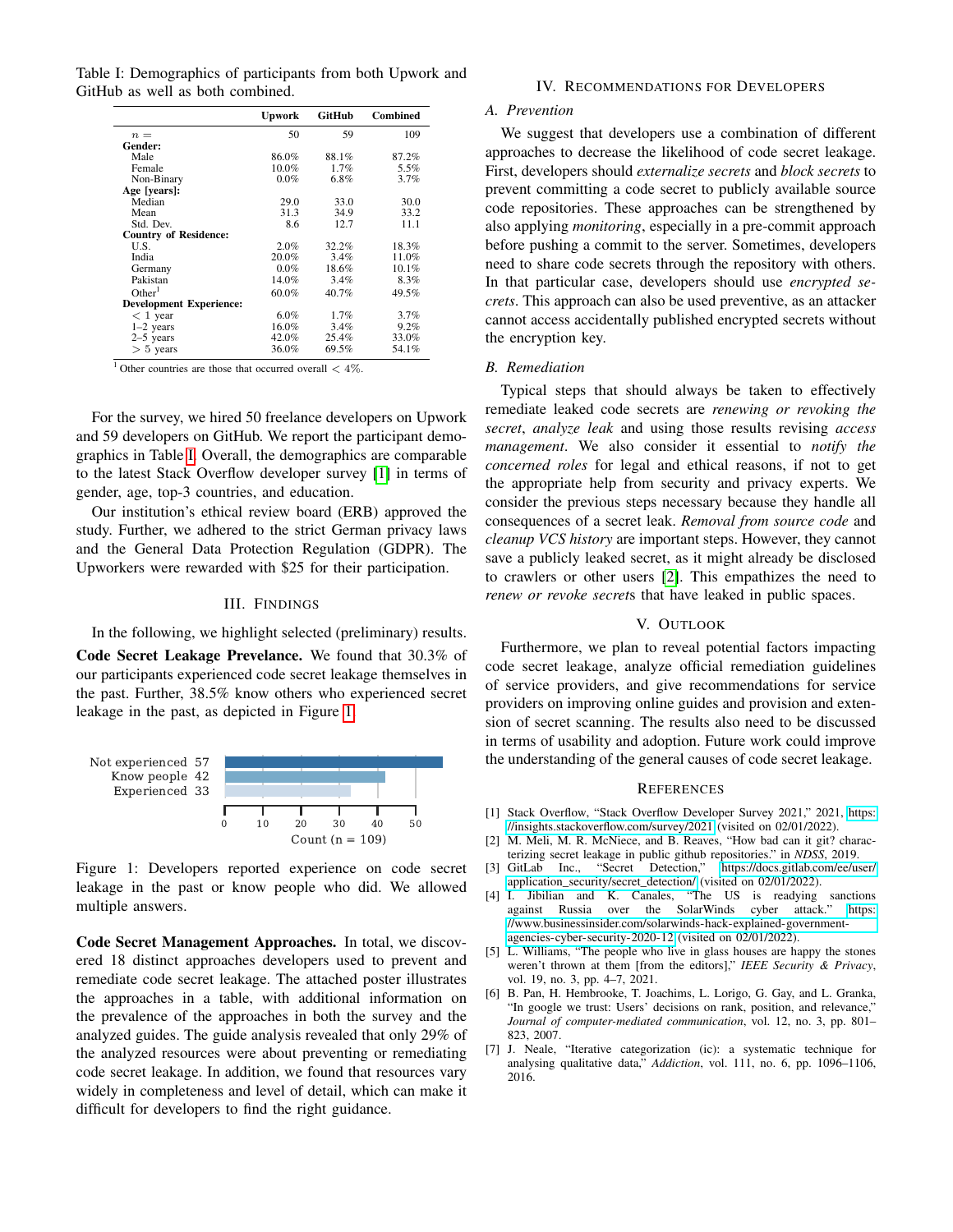Table I: Demographics of participants from both Upwork and GitHub as well as both combined.

| | Upwork | GitHub | Combined |
|---|---|---|---|
| $n =$ | 50 | 59 | 109 |
| **Gender:** | | | |
| Male | 86.0% | 88.1% | 87.2% |
| Female | 10.0% | 1.7% | 5.5% |
| Non-Binary | 0.0% | 6.8% | 3.7% |
| **Age [years]:** | | | |
| Median | 29.0 | 33.0 | 30.0 |
| Mean | 31.3 | 34.9 | 33.2 |
| Std. Dev. | 8.6 | 12.7 | 11.1 |
| **Country of Residence:** | | | |
| U.S. | 2.0% | 32.2% | 18.3% |
| India | 20.0% | 3.4% | 11.0% |
| Germany | 0.0% | 18.6% | 10.1% |
| Pakistan | 14.0% | 3.4% | 8.3% |
| Other[1] | 60.0% | 40.7% | 49.5% |
| **Development Experience:** | | | |
| $<$ 1 year | 6.0% | 1.7% | 3.7% |
| 1–2 years | 16.0% | 3.4% | 9.2% |
| 2–5 years | 42.0% | 25.4% | 33.0% |
| $>$ 5 years | 36.0% | 69.5% | 54.1% |

[1] Other countries are those that occurred overall $< 4\%$.

For the survey, we hired 50 freelance developers on Upwork and 59 developers on GitHub. We report the participant demographics in Table I. Overall, the demographics are comparable to the latest Stack Overflow developer survey [1] in terms of gender, age, top-3 countries, and education.

Our institution's ethical review board (ERB) approved the study. Further, we adhered to the strict German privacy laws and the General Data Protection Regulation (GDPR). The Upworkers were rewarded with $25 for their participation.

## III. Findings

In the following, we highlight selected (preliminary) results.

**Code Secret Leakage Prevalence.** We found that 30.3% of our participants experienced code secret leakage themselves in the past. Further, 38.5% know others who experienced secret leakage in the past, as depicted in Figure 1.

| | Count (n = 109) |
|---|---|
| Not experienced | 57 |
| Know people | 42 |
| Experienced | 33 |

Figure 1: Developers reported experience on code secret leakage in the past or know people who did. We allowed multiple answers.

**Code Secret Management Approaches.** In total, we discovered 18 distinct approaches developers used to prevent and remediate code secret leakage. The attached poster illustrates the approaches in a table, with additional information on the prevalence of the approaches in both the survey and the analyzed guides. The guide analysis revealed that only 29% of the analyzed resources were about preventing or remediating code secret leakage. In addition, we found that resources vary widely in completeness and level of detail, which can make it difficult for developers to find the right guidance.

## IV. Recommendations for Developers

### A. Prevention

We suggest that developers use a combination of different approaches to decrease the likelihood of code secret leakage. First, developers should *externalize secrets* and *block secrets* to prevent committing a code secret to publicly available source code repositories. These approaches can be strengthened by also applying *monitoring*, especially in a pre-commit approach before pushing a commit to the server. Sometimes, developers need to share code secrets through the repository with others. In that particular case, developers should use *encrypted secrets*. This approach can also be used preventive, as an attacker cannot access accidentally published encrypted secrets without the encryption key.

### B. Remediation

Typical steps that should always be taken to effectively remediate leaked code secrets are *renewing or revoking the secret*, *analyze leak* and using those results revising *access management*. We also consider it essential to *notify the concerned roles* for legal and ethical reasons, if not to get the appropriate help from security and privacy experts. We consider the previous steps necessary because they handle all consequences of a secret leak. *Removal from source code* and *cleanup VCS history* are important steps. However, they cannot save a publicly leaked secret, as it might already be disclosed to crawlers or other users [2]. This empathizes the need to *renew or revoke secret*s that have leaked in public spaces.

## V. Outlook

Furthermore, we plan to reveal potential factors impacting code secret leakage, analyze official remediation guidelines of service providers, and give recommendations for service providers on improving online guides and provision and extension of secret scanning. The results also need to be discussed in terms of usability and adoption. Future work could improve the understanding of the general causes of code secret leakage.

## References

[1] Stack Overflow, "Stack Overflow Developer Survey 2021," 2021, https://insights.stackoverflow.com/survey/2021 (visited on 02/01/2022).

[2] M. Meli, M. R. McNiece, and B. Reaves, "How bad can it git? characterizing secret leakage in public github repositories." in *NDSS*, 2019.

[3] GitLab Inc., "Secret Detection," https://docs.gitlab.com/ee/user/application_security/secret_detection/ (visited on 02/01/2022).

[4] I. Jibilian and K. Canales, "The US is readying sanctions against Russia over the SolarWinds cyber attack." https://www.businessinsider.com/solarwinds-hack-explained-government-agencies-cyber-security-2020-12 (visited on 02/01/2022).

[5] L. Williams, "The people who live in glass houses are happy the stones weren't thrown at them [from the editors]," *IEEE Security & Privacy*, vol. 19, no. 3, pp. 4–7, 2021.

[6] B. Pan, H. Hembrooke, T. Joachims, L. Lorigo, G. Gay, and L. Granka, "In google we trust: Users' decisions on rank, position, and relevance," *Journal of computer-mediated communication*, vol. 12, no. 3, pp. 801–823, 2007.

[7] J. Neale, "Iterative categorization (ic): a systematic technique for analysing qualitative data," *Addiction*, vol. 111, no. 6, pp. 1096–1106, 2016.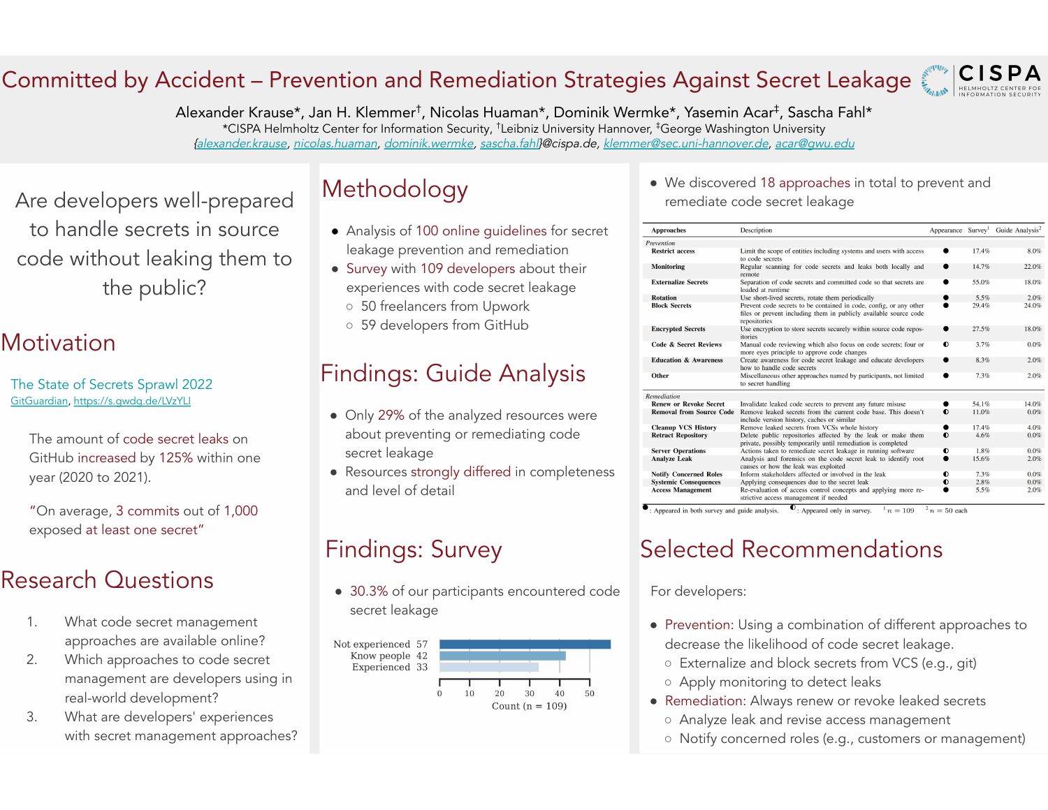# Committed by Accident – Prevention and Remediation Strategies Against Secret Leakage

Alexander Krause*, Jan H. Klemmer[†], Nicolas Huaman*, Dominik Wermke*, Yasemin Acar[‡], Sascha Fahl*

*CISPA Helmholtz Center for Information Security, [†]Leibniz University Hannover, [‡]George Washington University

{alexander.krause, nicolas.huaman, dominik.wermke, sascha.fahl}@cispa.de, klemmer@sec.uni-hannover.de, acar@gwu.edu

Are developers well-prepared to handle secrets in source code without leaking them to the public?

## Motivation

The State of Secrets Sprawl 2022
GitGuardian, https://s.gwdg.de/LVzYLl

The amount of code secret leaks on GitHub increased by 125% within one year (2020 to 2021).

"On average, 3 commits out of 1,000 exposed at least one secret"

## Research Questions

1. What code secret management approaches are available online?
2. Which approaches to code secret management are developers using in real-world development?
3. What are developers' experiences with secret management approaches?

## Methodology

- Analysis of 100 online guidelines for secret leakage prevention and remediation
- Survey with 109 developers about their experiences with code secret leakage
  - 50 freelancers from Upwork
  - 59 developers from GitHub

## Findings: Guide Analysis

- Only 29% of the analyzed resources were about preventing or remediating code secret leakage
- Resources strongly differed in completeness and level of detail

## Findings: Survey

- 30.3% of our participants encountered code secret leakage

Not experienced 57
Know people 42
Experienced 33
0 10 20 30 40 50
Count (n = 109)

- We discovered 18 approaches in total to prevent and remediate code secret leakage

| Approaches | Description | Appearance | Survey[1] | Guide Analysis[2] |
|---|---|---|---|---|
| *Prevention* | | | | |
| **Restrict access** | Limit the scope of entities including systems and users with access to code secrets | ● | 17.4% | 8.0% |
| **Monitoring** | Regular scanning for code secrets and leaks both locally and remote | ● | 14.7% | 22.0% |
| **Externalize Secrets** | Separation of code secrets and committed code so that secrets are loaded at runtime | ● | 55.0% | 18.0% |
| **Rotation** | Use short-lived secrets, rotate them periodically | ● | 5.5% | 2.0% |
| **Block Secrets** | Prevent code secrets to be contained in code, config, or any other files or prevent including them in publicly available source code repositories | ● | 29.4% | 24.0% |
| **Encrypted Secrets** | Use encryption to store secrets securely within source code repositories | ● | 27.5% | 18.0% |
| **Code & Secret Reviews** | Manual code reviewing which also focus on code secrets; four or more eyes principle to approve code changes | ◐ | 3.7% | 0.0% |
| **Education & Awareness** | Create awareness for code secret leakage and educate developers how to handle code secrets | ● | 8.3% | 2.0% |
| **Other** | Miscellaneous other approaches named by participants, not limited to secret handling | ● | 7.3% | 2.0% |
| *Remediation* | | | | |
| **Renew or Revoke Secret** | Invalidate leaked code secrets to prevent any future misuse | ● | 54.1% | 14.0% |
| **Removal from Source Code** | Remove leaked secrets from the current code base. This doesn't include version history, caches or similar | ◐ | 11.0% | 0.0% |
| **Cleanup VCS History** | Remove leaked secrets from VCSs whole history | ● | 17.4% | 4.0% |
| **Retract Repository** | Delete public repositories affected by the leak or make them private, possibly temporarily until remediation is completed | ◐ | 4.6% | 0.0% |
| **Server Operations** | Actions taken to remediate secret leakage in running software | ● | 1.8% | 0.0% |
| **Analyze Leak** | Analysis and forensics on the code secret leak to identify root causes or how the leak was exploited | ● | 15.6% | 2.0% |
| **Notify Concerned Roles** | Inform stakeholders affected or involved in the leak | ◐ | 7.3% | 0.0% |
| **Systemic Consequences** | Applying consequences due to the secret leak | ◐ | 2.8% | 0.0% |
| **Access Management** | Re-evaluation of access control concepts and applying more restrictive access management if needed | ● | 5.5% | 2.0% |

●: Appeared in both survey and guide analysis. ◐: Appeared only in survey. [1] $n = 109$ [2] $n = 50$ each

## Selected Recommendations

For developers:

- Prevention: Using a combination of different approaches to decrease the likelihood of code secret leakage.
  - Externalize and block secrets from VCS (e.g., git)
  - Apply monitoring to detect leaks
- Remediation: Always renew or revoke leaked secrets
  - Analyze leak and revise access management
  - Notify concerned roles (e.g., customers or management)